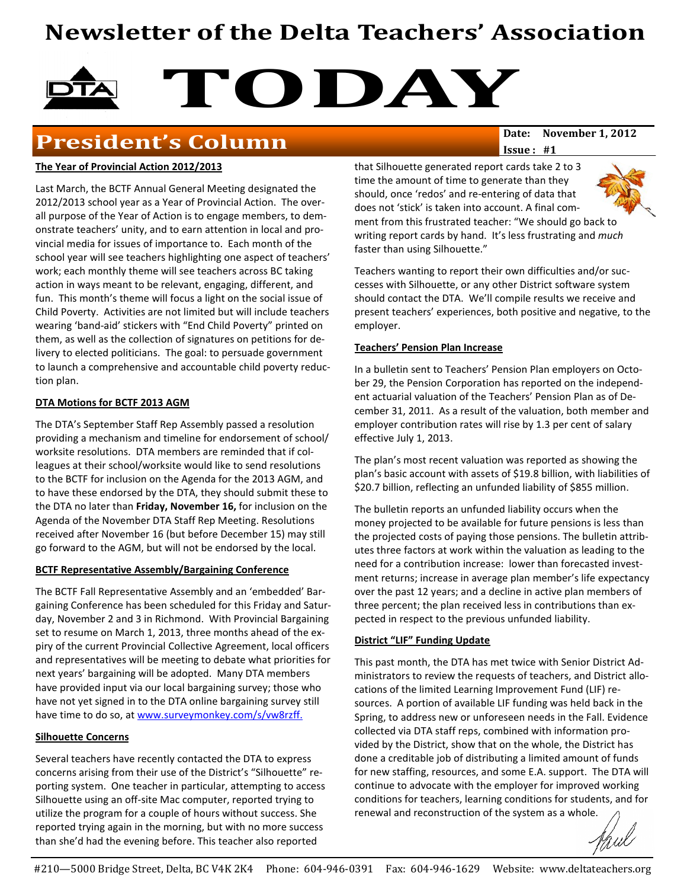# Newsletter of the Delta Teachers' Association

# TODAY

## President's Column

**Date: November 1, 2012**
**Issue: #1**

### The Year of Provincial Action 2012/2013

Last March, the BCTF Annual General Meeting designated the 2012/2013 school year as a Year of Provincial Action. The overall purpose of the Year of Action is to engage members, to demonstrate teachers' unity, and to earn attention in local and provincial media for issues of importance to. Each month of the school year will see teachers highlighting one aspect of teachers' work; each monthly theme will see teachers across BC taking action in ways meant to be relevant, engaging, different, and fun. This month's theme will focus a light on the social issue of Child Poverty. Activities are not limited but will include teachers wearing 'band-aid' stickers with "End Child Poverty" printed on them, as well as the collection of signatures on petitions for delivery to elected politicians. The goal: to persuade government to launch a comprehensive and accountable child poverty reduction plan.

### DTA Motions for BCTF 2013 AGM

The DTA's September Staff Rep Assembly passed a resolution providing a mechanism and timeline for endorsement of school/ worksite resolutions. DTA members are reminded that if colleagues at their school/worksite would like to send resolutions to the BCTF for inclusion on the Agenda for the 2013 AGM, and to have these endorsed by the DTA, they should submit these to the DTA no later than **Friday, November 16,** for inclusion on the Agenda of the November DTA Staff Rep Meeting. Resolutions received after November 16 (but before December 15) may still go forward to the AGM, but will not be endorsed by the local.

### BCTF Representative Assembly/Bargaining Conference

The BCTF Fall Representative Assembly and an 'embedded' Bargaining Conference has been scheduled for this Friday and Saturday, November 2 and 3 in Richmond. With Provincial Bargaining set to resume on March 1, 2013, three months ahead of the expiry of the current Provincial Collective Agreement, local officers and representatives will be meeting to debate what priorities for next years' bargaining will be adopted. Many DTA members have provided input via our local bargaining survey; those who have not yet signed in to the DTA online bargaining survey still have time to do so, at www.surveymonkey.com/s/vw8rzff.

### Silhouette Concerns

Several teachers have recently contacted the DTA to express concerns arising from their use of the District's "Silhouette" reporting system. One teacher in particular, attempting to access Silhouette using an off-site Mac computer, reported trying to utilize the program for a couple of hours without success. She reported trying again in the morning, but with no more success than she'd had the evening before. This teacher also reported that Silhouette generated report cards take 2 to 3 time the amount of time to generate than they should, once 'redos' and re-entering of data that does not 'stick' is taken into account. A final comment from this frustrated teacher: "We should go back to writing report cards by hand. It's less frustrating and *much* faster than using Silhouette."

Teachers wanting to report their own difficulties and/or successes with Silhouette, or any other District software system should contact the DTA. We'll compile results we receive and present teachers' experiences, both positive and negative, to the employer.

### Teachers' Pension Plan Increase

In a bulletin sent to Teachers' Pension Plan employers on October 29, the Pension Corporation has reported on the independent actuarial valuation of the Teachers' Pension Plan as of December 31, 2011. As a result of the valuation, both member and employer contribution rates will rise by 1.3 per cent of salary effective July 1, 2013.

The plan's most recent valuation was reported as showing the plan's basic account with assets of $19.8 billion, with liabilities of $20.7 billion, reflecting an unfunded liability of $855 million.

The bulletin reports an unfunded liability occurs when the money projected to be available for future pensions is less than the projected costs of paying those pensions. The bulletin attributes three factors at work within the valuation as leading to the need for a contribution increase: lower than forecasted investment returns; increase in average plan member's life expectancy over the past 12 years; and a decline in active plan members of three percent; the plan received less in contributions than expected in respect to the previous unfunded liability.

### District "LIF" Funding Update

This past month, the DTA has met twice with Senior District Administrators to review the requests of teachers, and District allocations of the limited Learning Improvement Fund (LIF) resources. A portion of available LIF funding was held back in the Spring, to address new or unforeseen needs in the Fall. Evidence collected via DTA staff reps, combined with information provided by the District, show that on the whole, the District has done a creditable job of distributing a limited amount of funds for new staffing, resources, and some E.A. support. The DTA will continue to advocate with the employer for improved working conditions for teachers, learning conditions for students, and for renewal and reconstruction of the system as a whole.

Paul

#210—5000 Bridge Street, Delta, BC V4K 2K4 Phone: 604-946-0391 Fax: 604-946-1629 Website: www.deltateachers.org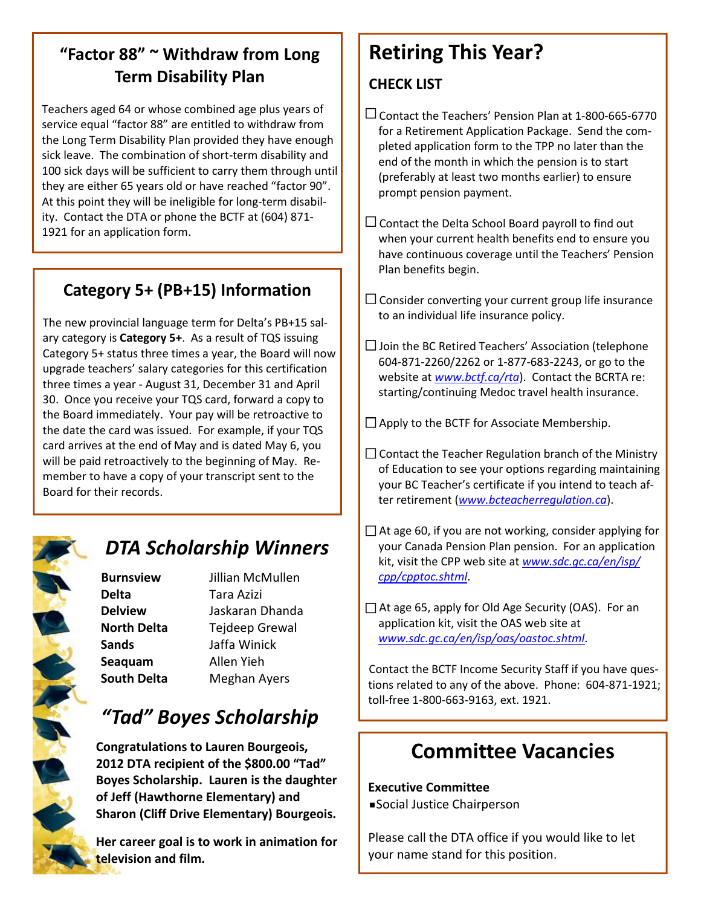## "Factor 88" ~ Withdraw from Long Term Disability Plan

Teachers aged 64 or whose combined age plus years of service equal "factor 88" are entitled to withdraw from the Long Term Disability Plan provided they have enough sick leave. The combination of short-term disability and 100 sick days will be sufficient to carry them through until they are either 65 years old or have reached "factor 90". At this point they will be ineligible for long-term disability. Contact the DTA or phone the BCTF at (604) 871-1921 for an application form.

## Category 5+ (PB+15) Information

The new provincial language term for Delta's PB+15 salary category is **Category 5+**. As a result of TQS issuing Category 5+ status three times a year, the Board will now upgrade teachers' salary categories for this certification three times a year - August 31, December 31 and April 30. Once you receive your TQS card, forward a copy to the Board immediately. Your pay will be retroactive to the date the card was issued. For example, if your TQS card arrives at the end of May and is dated May 6, you will be paid retroactively to the beginning of May. Remember to have a copy of your transcript sent to the Board for their records.

## *DTA Scholarship Winners*

| | |
|---|---|
| **Burnsview** | Jillian McMullen |
| **Delta** | Tara Azizi |
| **Delview** | Jaskaran Dhanda |
| **North Delta** | Tejdeep Grewal |
| **Sands** | Jaffa Winick |
| **Seaquam** | Allen Yieh |
| **South Delta** | Meghan Ayers |

## *"Tad" Boyes Scholarship*

**Congratulations to Lauren Bourgeois, 2012 DTA recipient of the $800.00 "Tad" Boyes Scholarship. Lauren is the daughter of Jeff (Hawthorne Elementary) and Sharon (Cliff Drive Elementary) Bourgeois.**

**Her career goal is to work in animation for television and film.**

## Retiring This Year?

### CHECK LIST

- ☐ Contact the Teachers' Pension Plan at 1-800-665-6770 for a Retirement Application Package. Send the completed application form to the TPP no later than the end of the month in which the pension is to start (preferably at least two months earlier) to ensure prompt pension payment.
- ☐ Contact the Delta School Board payroll to find out when your current health benefits end to ensure you have continuous coverage until the Teachers' Pension Plan benefits begin.
- ☐ Consider converting your current group life insurance to an individual life insurance policy.
- ☐ Join the BC Retired Teachers' Association (telephone 604-871-2260/2262 or 1-877-683-2243, or go to the website at *www.bctf.ca/rta*). Contact the BCRTA re: starting/continuing Medoc travel health insurance.
- ☐ Apply to the BCTF for Associate Membership.
- ☐ Contact the Teacher Regulation branch of the Ministry of Education to see your options regarding maintaining your BC Teacher's certificate if you intend to teach after retirement (*www.bcteacherregulation.ca*).
- ☐ At age 60, if you are not working, consider applying for your Canada Pension Plan pension. For an application kit, visit the CPP web site at *www.sdc.gc.ca/en/isp/cpp/cpptoc.shtml*.
- ☐ At age 65, apply for Old Age Security (OAS). For an application kit, visit the OAS web site at *www.sdc.gc.ca/en/isp/oas/oastoc.shtml*.

Contact the BCTF Income Security Staff if you have questions related to any of the above. Phone: 604-871-1921; toll-free 1-800-663-9163, ext. 1921.

## Committee Vacancies

**Executive Committee**

- Social Justice Chairperson

Please call the DTA office if you would like to let your name stand for this position.